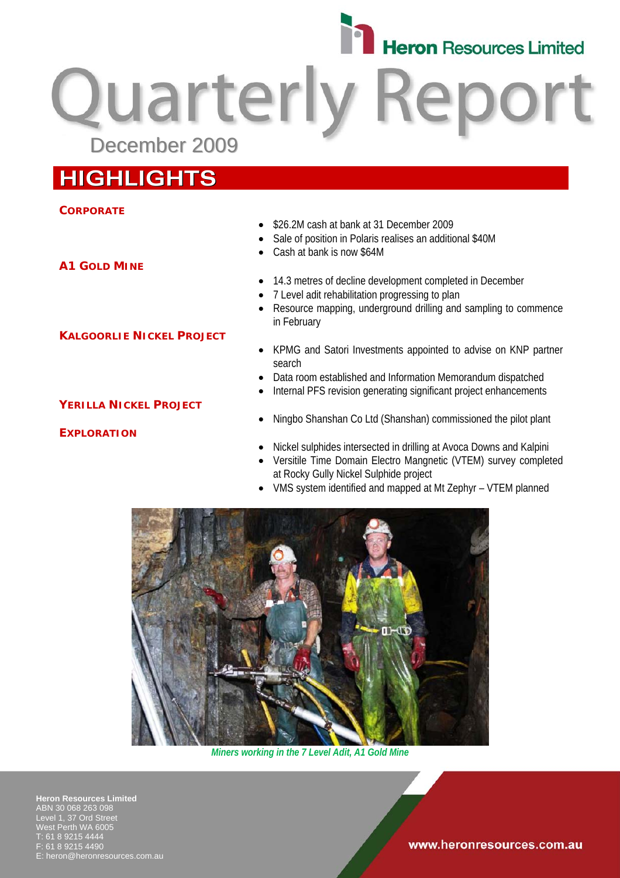Heron Resources Limited

# Quarterly Report

December 2009

## HIGHLIGHTS

### CORPORATE

- $26.2M cash at bank at 31 December 2009
- Sale of position in Polaris realises an additional $40M
- Cash at bank is now $64M

### A1 GOLD MINE

- 14.3 metres of decline development completed in December
- 7 Level adit rehabilitation progressing to plan
- Resource mapping, underground drilling and sampling to commence in February

### KALGOORLIE NICKEL PROJECT

- KPMG and Satori Investments appointed to advise on KNP partner search
- Data room established and Information Memorandum dispatched
- Internal PFS revision generating significant project enhancements

### YERILLA NICKEL PROJECT

- Ningbo Shanshan Co Ltd (Shanshan) commissioned the pilot plant

### EXPLORATION

- Nickel sulphides intersected in drilling at Avoca Downs and Kalpini
- Versitile Time Domain Electro Mangnetic (VTEM) survey completed at Rocky Gully Nickel Sulphide project
- VMS system identified and mapped at Mt Zephyr – VTEM planned

*Miners working in the 7 Level Adit, A1 Gold Mine*

**Heron Resources Limited**
ABN 30 068 263 098
Level 1, 37 Ord Street
West Perth WA 6005
T: 61 8 9215 4444
F: 61 8 9215 4490
E: heron@heronresources.com.au

www.heronresources.com.au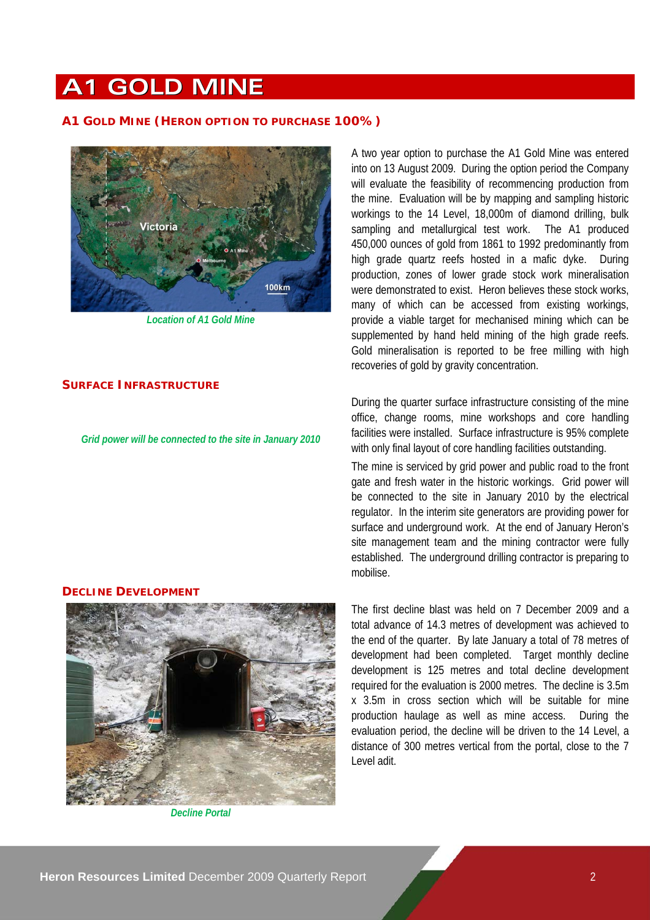# A1 GOLD MINE

## A1 GOLD MINE (HERON OPTION TO PURCHASE 100%)

*Location of A1 Gold Mine*

A two year option to purchase the A1 Gold Mine was entered into on 13 August 2009. During the option period the Company will evaluate the feasibility of recommencing production from the mine. Evaluation will be by mapping and sampling historic workings to the 14 Level, 18,000m of diamond drilling, bulk sampling and metallurgical test work. The A1 produced 450,000 ounces of gold from 1861 to 1992 predominantly from high grade quartz reefs hosted in a mafic dyke. During production, zones of lower grade stock work mineralisation were demonstrated to exist. Heron believes these stock works, many of which can be accessed from existing workings, provide a viable target for mechanised mining which can be supplemented by hand held mining of the high grade reefs. Gold mineralisation is reported to be free milling with high recoveries of gold by gravity concentration.

## SURFACE INFRASTRUCTURE

*Grid power will be connected to the site in January 2010*

During the quarter surface infrastructure consisting of the mine office, change rooms, mine workshops and core handling facilities were installed. Surface infrastructure is 95% complete with only final layout of core handling facilities outstanding.

The mine is serviced by grid power and public road to the front gate and fresh water in the historic workings. Grid power will be connected to the site in January 2010 by the electrical regulator. In the interim site generators are providing power for surface and underground work. At the end of January Heron's site management team and the mining contractor were fully established. The underground drilling contractor is preparing to mobilise.

## DECLINE DEVELOPMENT

*Decline Portal*

The first decline blast was held on 7 December 2009 and a total advance of 14.3 metres of development was achieved to the end of the quarter. By late January a total of 78 metres of development had been completed. Target monthly decline development is 125 metres and total decline development required for the evaluation is 2000 metres. The decline is 3.5m x 3.5m in cross section which will be suitable for mine production haulage as well as mine access. During the evaluation period, the decline will be driven to the 14 Level, a distance of 300 metres vertical from the portal, close to the 7 Level adit.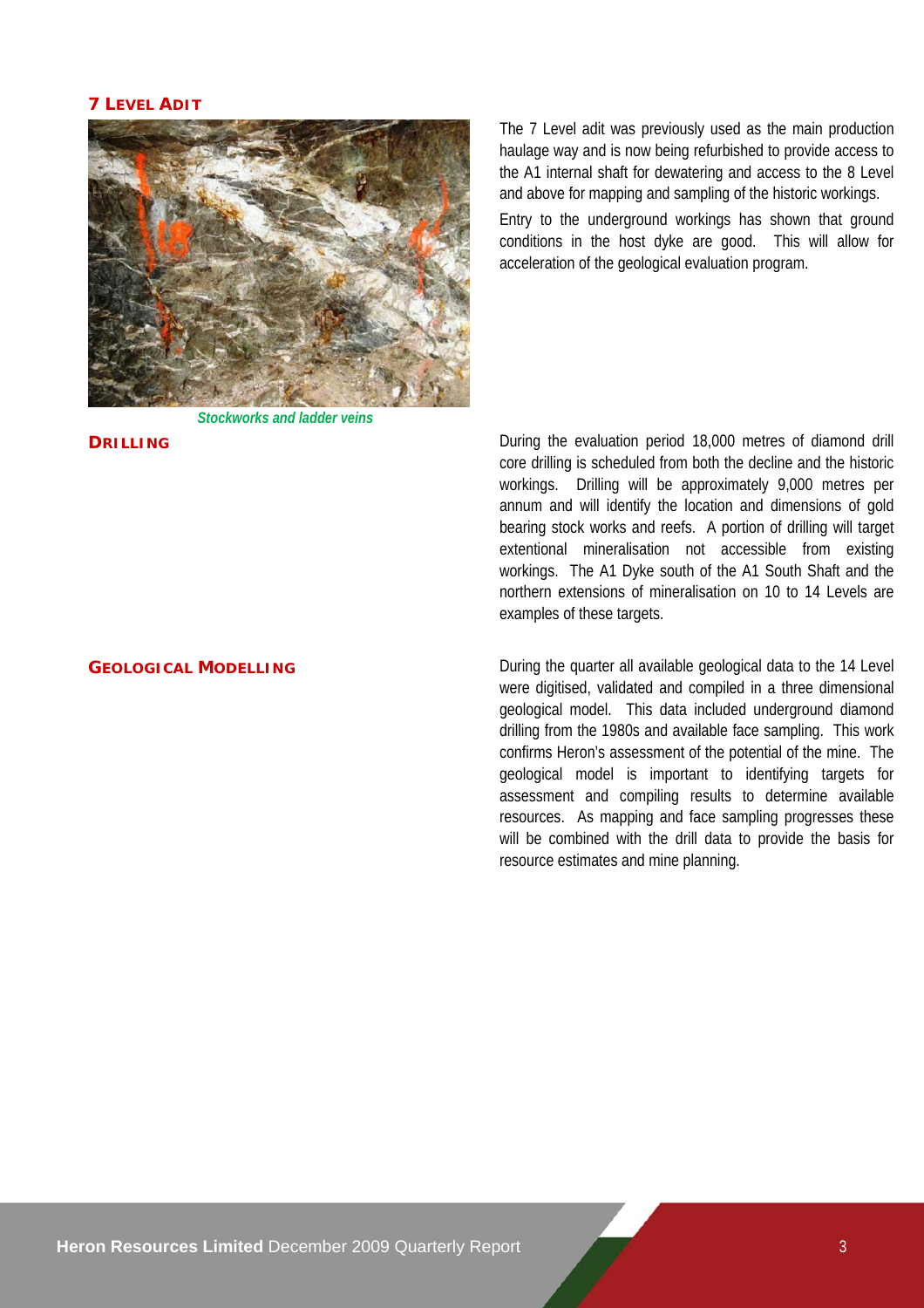## 7 Level Adit

*Stockworks and ladder veins*

The 7 Level adit was previously used as the main production haulage way and is now being refurbished to provide access to the A1 internal shaft for dewatering and access to the 8 Level and above for mapping and sampling of the historic workings.

Entry to the underground workings has shown that ground conditions in the host dyke are good. This will allow for acceleration of the geological evaluation program.

## Drilling

During the evaluation period 18,000 metres of diamond drill core drilling is scheduled from both the decline and the historic workings. Drilling will be approximately 9,000 metres per annum and will identify the location and dimensions of gold bearing stock works and reefs. A portion of drilling will target extentional mineralisation not accessible from existing workings. The A1 Dyke south of the A1 South Shaft and the northern extensions of mineralisation on 10 to 14 Levels are examples of these targets.

## Geological Modelling

During the quarter all available geological data to the 14 Level were digitised, validated and compiled in a three dimensional geological model. This data included underground diamond drilling from the 1980s and available face sampling. This work confirms Heron's assessment of the potential of the mine. The geological model is important to identifying targets for assessment and compiling results to determine available resources. As mapping and face sampling progresses these will be combined with the drill data to provide the basis for resource estimates and mine planning.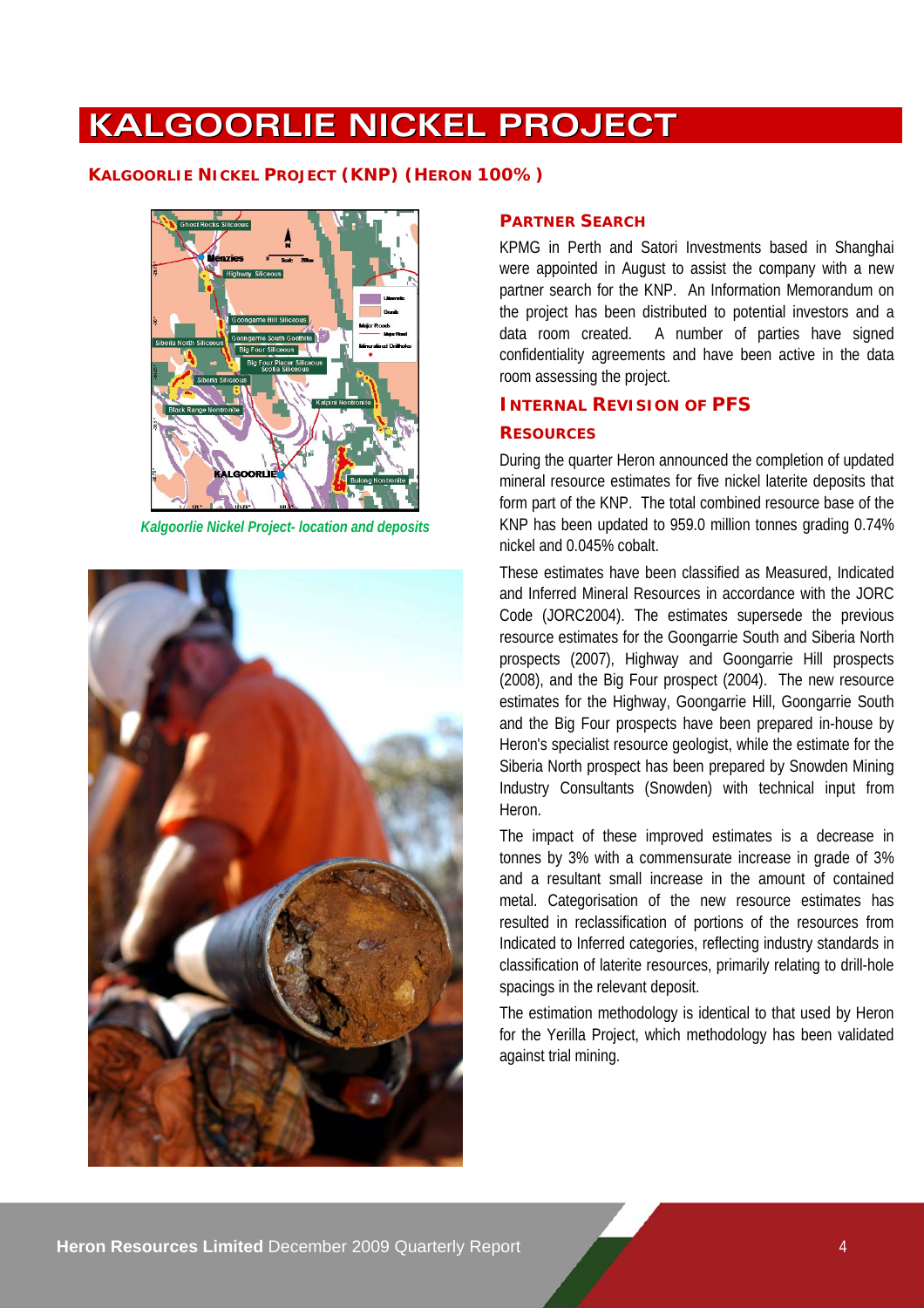# KALGOORLIE NICKEL PROJECT

## KALGOORLIE NICKEL PROJECT (KNP) (HERON 100%)

*Kalgoorlie Nickel Project- location and deposits*

### PARTNER SEARCH

KPMG in Perth and Satori Investments based in Shanghai were appointed in August to assist the company with a new partner search for the KNP. An Information Memorandum on the project has been distributed to potential investors and a data room created. A number of parties have signed confidentiality agreements and have been active in the data room assessing the project.

### INTERNAL REVISION OF PFS

#### RESOURCES

During the quarter Heron announced the completion of updated mineral resource estimates for five nickel laterite deposits that form part of the KNP. The total combined resource base of the KNP has been updated to 959.0 million tonnes grading 0.74% nickel and 0.045% cobalt.

These estimates have been classified as Measured, Indicated and Inferred Mineral Resources in accordance with the JORC Code (JORC2004). The estimates supersede the previous resource estimates for the Goongarrie South and Siberia North prospects (2007), Highway and Goongarrie Hill prospects (2008), and the Big Four prospect (2004). The new resource estimates for the Highway, Goongarrie Hill, Goongarrie South and the Big Four prospects have been prepared in-house by Heron's specialist resource geologist, while the estimate for the Siberia North prospect has been prepared by Snowden Mining Industry Consultants (Snowden) with technical input from Heron.

The impact of these improved estimates is a decrease in tonnes by 3% with a commensurate increase in grade of 3% and a resultant small increase in the amount of contained metal. Categorisation of the new resource estimates has resulted in reclassification of portions of the resources from Indicated to Inferred categories, reflecting industry standards in classification of laterite resources, primarily relating to drill-hole spacings in the relevant deposit.

The estimation methodology is identical to that used by Heron for the Yerilla Project, which methodology has been validated against trial mining.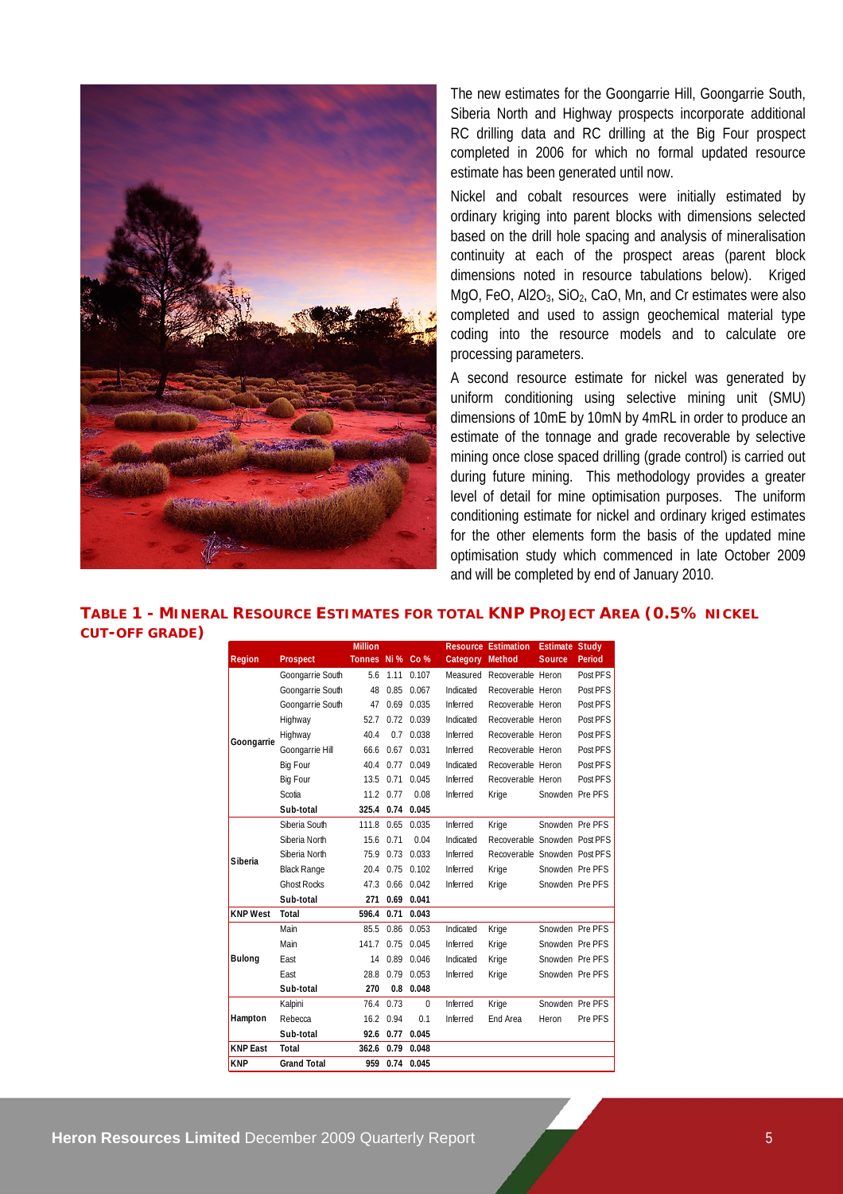The new estimates for the Goongarrie Hill, Goongarrie South, Siberia North and Highway prospects incorporate additional RC drilling data and RC drilling at the Big Four prospect completed in 2006 for which no formal updated resource estimate has been generated until now.

Nickel and cobalt resources were initially estimated by ordinary kriging into parent blocks with dimensions selected based on the drill hole spacing and analysis of mineralisation continuity at each of the prospect areas (parent block dimensions noted in resource tabulations below). Kriged MgO, FeO, $Al2O_3$, $SiO_2$, CaO, Mn, and Cr estimates were also completed and used to assign geochemical material type coding into the resource models and to calculate ore processing parameters.

A second resource estimate for nickel was generated by uniform conditioning using selective mining unit (SMU) dimensions of 10mE by 10mN by 4mRL in order to produce an estimate of the tonnage and grade recoverable by selective mining once close spaced drilling (grade control) is carried out during future mining. This methodology provides a greater level of detail for mine optimisation purposes. The uniform conditioning estimate for nickel and ordinary kriged estimates for the other elements form the basis of the updated mine optimisation study which commenced in late October 2009 and will be completed by end of January 2010.

**TABLE 1 - MINERAL RESOURCE ESTIMATES FOR TOTAL KNP PROJECT AREA (0.5% NICKEL CUT-OFF GRADE)**

| Region | Prospect | Million Tonnes | Ni % | Co % | Resource Category | Estimation Method | Estimate Source | Study Period |
|---|---|---|---|---|---|---|---|---|
| Goongarrie | Goongarrie South | 5.6 | 1.11 | 0.107 | Measured | Recoverable | Heron | Post PFS |
| | Goongarrie South | 48 | 0.85 | 0.067 | Indicated | Recoverable | Heron | Post PFS |
| | Goongarrie South | 47 | 0.69 | 0.035 | Inferred | Recoverable | Heron | Post PFS |
| | Highway | 52.7 | 0.72 | 0.039 | Indicated | Recoverable | Heron | Post PFS |
| | Highway | 40.4 | 0.7 | 0.038 | Inferred | Recoverable | Heron | Post PFS |
| | Goongarrie Hill | 66.6 | 0.67 | 0.031 | Inferred | Recoverable | Heron | Post PFS |
| | Big Four | 40.4 | 0.77 | 0.049 | Indicated | Recoverable | Heron | Post PFS |
| | Big Four | 13.5 | 0.71 | 0.045 | Inferred | Recoverable | Heron | Post PFS |
| | Scotia | 11.2 | 0.77 | 0.08 | Inferred | Krige | Snowden | Pre PFS |
| | **Sub-total** | **325.4** | **0.74** | **0.045** | | | | |
| Siberia | Siberia South | 111.8 | 0.65 | 0.035 | Inferred | Krige | Snowden | Pre PFS |
| | Siberia North | 15.6 | 0.71 | 0.04 | Indicated | Recoverable | Snowden | Post PFS |
| | Siberia North | 75.9 | 0.73 | 0.033 | Inferred | Recoverable | Snowden | Post PFS |
| | Black Range | 20.4 | 0.75 | 0.102 | Inferred | Krige | Snowden | Pre PFS |
| | Ghost Rocks | 47.3 | 0.66 | 0.042 | Inferred | Krige | Snowden | Pre PFS |
| | **Sub-total** | **271** | **0.69** | **0.041** | | | | |
| **KNP West** | **Total** | **596.4** | **0.71** | **0.043** | | | | |
| Bulong | Main | 85.5 | 0.86 | 0.053 | Indicated | Krige | Snowden | Pre PFS |
| | Main | 141.7 | 0.75 | 0.045 | Inferred | Krige | Snowden | Pre PFS |
| | East | 14 | 0.89 | 0.046 | Indicated | Krige | Snowden | Pre PFS |
| | East | 28.8 | 0.79 | 0.053 | Inferred | Krige | Snowden | Pre PFS |
| | **Sub-total** | **270** | **0.8** | **0.048** | | | | |
| Hampton | Kalpini | 76.4 | 0.73 | 0 | Inferred | Krige | Snowden | Pre PFS |
| | Rebecca | 16.2 | 0.94 | 0.1 | Inferred | End Area | Heron | Pre PFS |
| | **Sub-total** | **92.6** | **0.77** | **0.045** | | | | |
| **KNP East** | **Total** | **362.6** | **0.79** | **0.048** | | | | |
| **KNP** | **Grand Total** | **959** | **0.74** | **0.045** | | | | |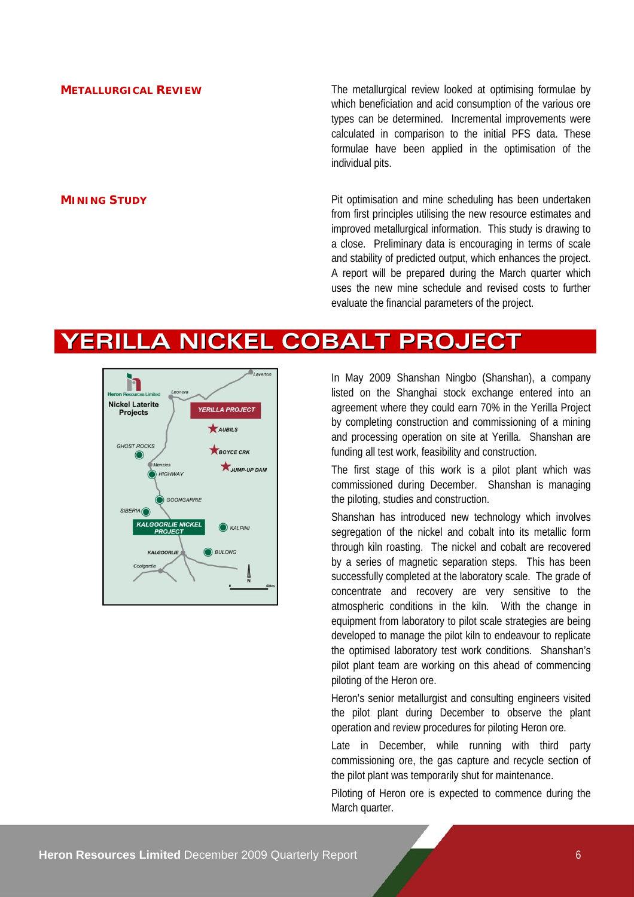### METALLURGICAL REVIEW

The metallurgical review looked at optimising formulae by which beneficiation and acid consumption of the various ore types can be determined. Incremental improvements were calculated in comparison to the initial PFS data. These formulae have been applied in the optimisation of the individual pits.

### MINING STUDY

Pit optimisation and mine scheduling has been undertaken from first principles utilising the new resource estimates and improved metallurgical information. This study is drawing to a close. Preliminary data is encouraging in terms of scale and stability of predicted output, which enhances the project. A report will be prepared during the March quarter which uses the new mine schedule and revised costs to further evaluate the financial parameters of the project.

## YERILLA NICKEL COBALT PROJECT

In May 2009 Shanshan Ningbo (Shanshan), a company listed on the Shanghai stock exchange entered into an agreement where they could earn 70% in the Yerilla Project by completing construction and commissioning of a mining and processing operation on site at Yerilla. Shanshan are funding all test work, feasibility and construction.

The first stage of this work is a pilot plant which was commissioned during December. Shanshan is managing the piloting, studies and construction.

Shanshan has introduced new technology which involves segregation of the nickel and cobalt into its metallic form through kiln roasting. The nickel and cobalt are recovered by a series of magnetic separation steps. This has been successfully completed at the laboratory scale. The grade of concentrate and recovery are very sensitive to the atmospheric conditions in the kiln. With the change in equipment from laboratory to pilot scale strategies are being developed to manage the pilot kiln to endeavour to replicate the optimised laboratory test work conditions. Shanshan's pilot plant team are working on this ahead of commencing piloting of the Heron ore.

Heron's senior metallurgist and consulting engineers visited the pilot plant during December to observe the plant operation and review procedures for piloting Heron ore.

Late in December, while running with third party commissioning ore, the gas capture and recycle section of the pilot plant was temporarily shut for maintenance.

Piloting of Heron ore is expected to commence during the March quarter.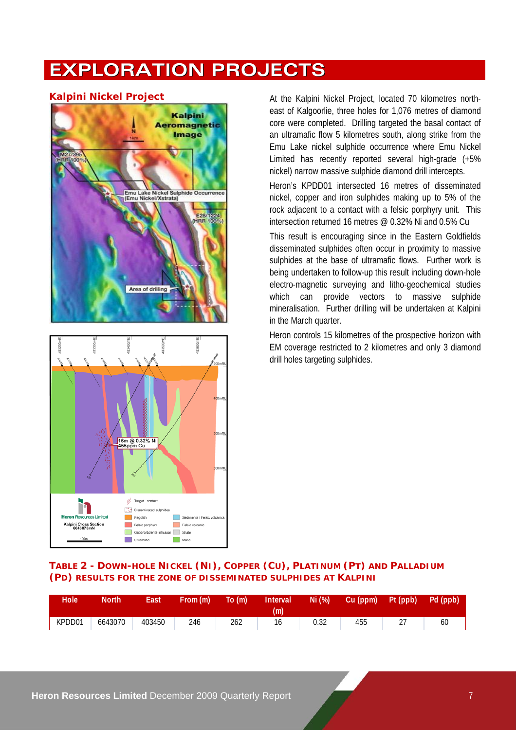# EXPLORATION PROJECTS

## Kalpini Nickel Project

At the Kalpini Nickel Project, located 70 kilometres north-east of Kalgoorlie, three holes for 1,076 metres of diamond core were completed. Drilling targeted the basal contact of an ultramafic flow 5 kilometres south, along strike from the Emu Lake nickel sulphide occurrence where Emu Nickel Limited has recently reported several high-grade (+5% nickel) narrow massive sulphide diamond drill intercepts.

Heron's KPDD01 intersected 16 metres of disseminated nickel, copper and iron sulphides making up to 5% of the rock adjacent to a contact with a felsic porphyry unit. This intersection returned 16 metres @ 0.32% Ni and 0.5% Cu

This result is encouraging since in the Eastern Goldfields disseminated sulphides often occur in proximity to massive sulphides at the base of ultramafic flows. Further work is being undertaken to follow-up this result including down-hole electro-magnetic surveying and litho-geochemical studies which can provide vectors to massive sulphide mineralisation. Further drilling will be undertaken at Kalpini in the March quarter.

Heron controls 15 kilometres of the prospective horizon with EM coverage restricted to 2 kilometres and only 3 diamond drill holes targeting sulphides.

**TABLE 2 - DOWN-HOLE NICKEL (NI), COPPER (CU), PLATINUM (PT) AND PALLADIUM (PD) RESULTS FOR THE ZONE OF DISSEMINATED SULPHIDES AT KALPINI**

| Hole | North | East | From (m) | To (m) | Interval (m) | Ni (%) | Cu (ppm) | Pt (ppb) | Pd (ppb) |
|---|---|---|---|---|---|---|---|---|---|
| KPDD01 | 6643070 | 403450 | 246 | 262 | 16 | 0.32 | 455 | 27 | 60 |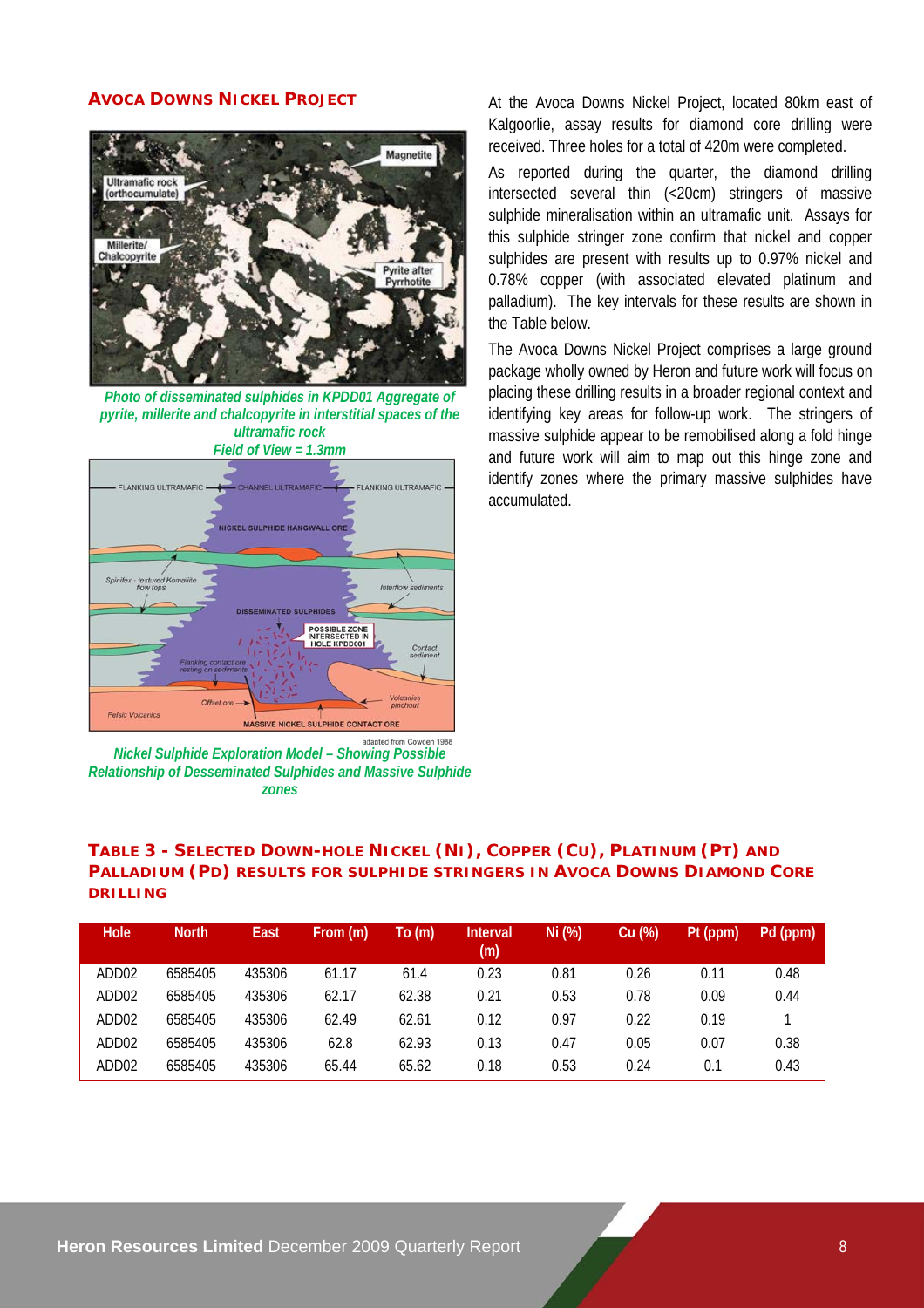## AVOCA DOWNS NICKEL PROJECT

*Photo of disseminated sulphides in KPDD01 Aggregate of pyrite, millerite and chalcopyrite in interstitial spaces of the ultramafic rock*
*Field of View = 1.3mm*

*Nickel Sulphide Exploration Model – Showing Possible Relationship of Desseminated Sulphides and Massive Sulphide zones*

At the Avoca Downs Nickel Project, located 80km east of Kalgoorlie, assay results for diamond core drilling were received. Three holes for a total of 420m were completed.

As reported during the quarter, the diamond drilling intersected several thin (<20cm) stringers of massive sulphide mineralisation within an ultramafic unit. Assays for this sulphide stringer zone confirm that nickel and copper sulphides are present with results up to 0.97% nickel and 0.78% copper (with associated elevated platinum and palladium). The key intervals for these results are shown in the Table below.

The Avoca Downs Nickel Project comprises a large ground package wholly owned by Heron and future work will focus on placing these drilling results in a broader regional context and identifying key areas for follow-up work. The stringers of massive sulphide appear to be remobilised along a fold hinge and future work will aim to map out this hinge zone and identify zones where the primary massive sulphides have accumulated.

### TABLE 3 - SELECTED DOWN-HOLE NICKEL (NI), COPPER (CU), PLATINUM (PT) AND PALLADIUM (PD) RESULTS FOR SULPHIDE STRINGERS IN AVOCA DOWNS DIAMOND CORE DRILLING

| Hole | North | East | From (m) | To (m) | Interval (m) | Ni (%) | Cu (%) | Pt (ppm) | Pd (ppm) |
|---|---|---|---|---|---|---|---|---|---|
| ADD02 | 6585405 | 435306 | 61.17 | 61.4 | 0.23 | 0.81 | 0.26 | 0.11 | 0.48 |
| ADD02 | 6585405 | 435306 | 62.17 | 62.38 | 0.21 | 0.53 | 0.78 | 0.09 | 0.44 |
| ADD02 | 6585405 | 435306 | 62.49 | 62.61 | 0.12 | 0.97 | 0.22 | 0.19 | 1 |
| ADD02 | 6585405 | 435306 | 62.8 | 62.93 | 0.13 | 0.47 | 0.05 | 0.07 | 0.38 |
| ADD02 | 6585405 | 435306 | 65.44 | 65.62 | 0.18 | 0.53 | 0.24 | 0.1 | 0.43 |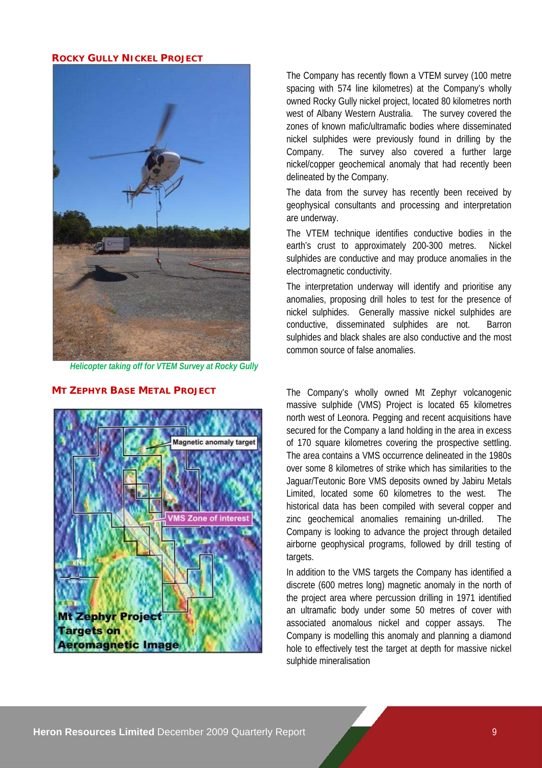## ROCKY GULLY NICKEL PROJECT

*Helicopter taking off for VTEM Survey at Rocky Gully*

The Company has recently flown a VTEM survey (100 metre spacing with 574 line kilometres) at the Company's wholly owned Rocky Gully nickel project, located 80 kilometres north west of Albany Western Australia. The survey covered the zones of known mafic/ultramafic bodies where disseminated nickel sulphides were previously found in drilling by the Company. The survey also covered a further large nickel/copper geochemical anomaly that had recently been delineated by the Company.

The data from the survey has recently been received by geophysical consultants and processing and interpretation are underway.

The VTEM technique identifies conductive bodies in the earth's crust to approximately 200-300 metres. Nickel sulphides are conductive and may produce anomalies in the electromagnetic conductivity.

The interpretation underway will identify and prioritise any anomalies, proposing drill holes to test for the presence of nickel sulphides. Generally massive nickel sulphides are conductive, disseminated sulphides are not. Barron sulphides and black shales are also conductive and the most common source of false anomalies.

## MT ZEPHYR BASE METAL PROJECT

Mt Zephyr Project Targets on Aeromagnetic Image

The Company's wholly owned Mt Zephyr volcanogenic massive sulphide (VMS) Project is located 65 kilometres north west of Leonora. Pegging and recent acquisitions have secured for the Company a land holding in the area in excess of 170 square kilometres covering the prospective settling. The area contains a VMS occurrence delineated in the 1980s over some 8 kilometres of strike which has similarities to the Jaguar/Teutonic Bore VMS deposits owned by Jabiru Metals Limited, located some 60 kilometres to the west. The historical data has been compiled with several copper and zinc geochemical anomalies remaining un-drilled. The Company is looking to advance the project through detailed airborne geophysical programs, followed by drill testing of targets.

In addition to the VMS targets the Company has identified a discrete (600 metres long) magnetic anomaly in the north of the project area where percussion drilling in 1971 identified an ultramafic body under some 50 metres of cover with associated anomalous nickel and copper assays. The Company is modelling this anomaly and planning a diamond hole to effectively test the target at depth for massive nickel sulphide mineralisation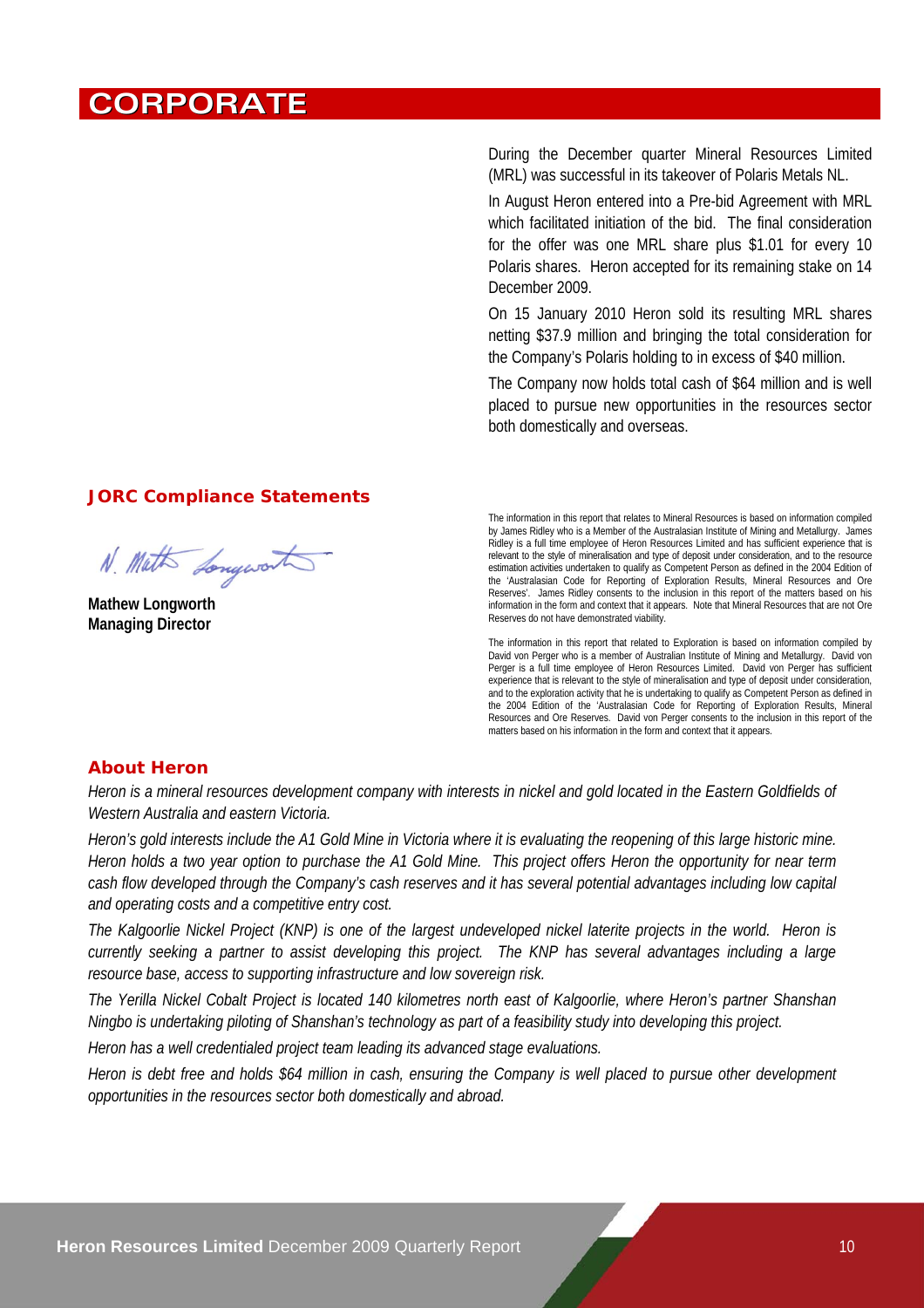# CORPORATE

During the December quarter Mineral Resources Limited (MRL) was successful in its takeover of Polaris Metals NL.

In August Heron entered into a Pre-bid Agreement with MRL which facilitated initiation of the bid. The final consideration for the offer was one MRL share plus $1.01 for every 10 Polaris shares. Heron accepted for its remaining stake on 14 December 2009.

On 15 January 2010 Heron sold its resulting MRL shares netting $37.9 million and bringing the total consideration for the Company's Polaris holding to in excess of $40 million.

The Company now holds total cash of $64 million and is well placed to pursue new opportunities in the resources sector both domestically and overseas.

**Mathew Longworth**
**Managing Director**

## JORC Compliance Statements

The information in this report that relates to Mineral Resources is based on information compiled by James Ridley who is a Member of the Australasian Institute of Mining and Metallurgy. James Ridley is a full time employee of Heron Resources Limited and has sufficient experience that is relevant to the style of mineralisation and type of deposit under consideration, and to the resource estimation activities undertaken to qualify as Competent Person as defined in the 2004 Edition of the 'Australasian Code for Reporting of Exploration Results, Mineral Resources and Ore Reserves'. James Ridley consents to the inclusion in this report of the matters based on his information in the form and context that it appears. Note that Mineral Resources that are not Ore Reserves do not have demonstrated viability.

The information in this report that related to Exploration is based on information compiled by David von Perger who is a member of Australian Institute of Mining and Metallurgy. David von Perger is a full time employee of Heron Resources Limited. David von Perger has sufficient experience that is relevant to the style of mineralisation and type of deposit under consideration, and to the exploration activity that he is undertaking to qualify as Competent Person as defined in the 2004 Edition of the 'Australasian Code for Reporting of Exploration Results, Mineral Resources and Ore Reserves. David von Perger consents to the inclusion in this report of the matters based on his information in the form and context that it appears.

## About Heron

*Heron is a mineral resources development company with interests in nickel and gold located in the Eastern Goldfields of Western Australia and eastern Victoria.*

*Heron's gold interests include the A1 Gold Mine in Victoria where it is evaluating the reopening of this large historic mine. Heron holds a two year option to purchase the A1 Gold Mine. This project offers Heron the opportunity for near term cash flow developed through the Company's cash reserves and it has several potential advantages including low capital and operating costs and a competitive entry cost.*

*The Kalgoorlie Nickel Project (KNP) is one of the largest undeveloped nickel laterite projects in the world. Heron is currently seeking a partner to assist developing this project. The KNP has several advantages including a large resource base, access to supporting infrastructure and low sovereign risk.*

*The Yerilla Nickel Cobalt Project is located 140 kilometres north east of Kalgoorlie, where Heron's partner Shanshan Ningbo is undertaking piloting of Shanshan's technology as part of a feasibility study into developing this project.*

*Heron has a well credentialed project team leading its advanced stage evaluations.*

*Heron is debt free and holds $64 million in cash, ensuring the Company is well placed to pursue other development opportunities in the resources sector both domestically and abroad.*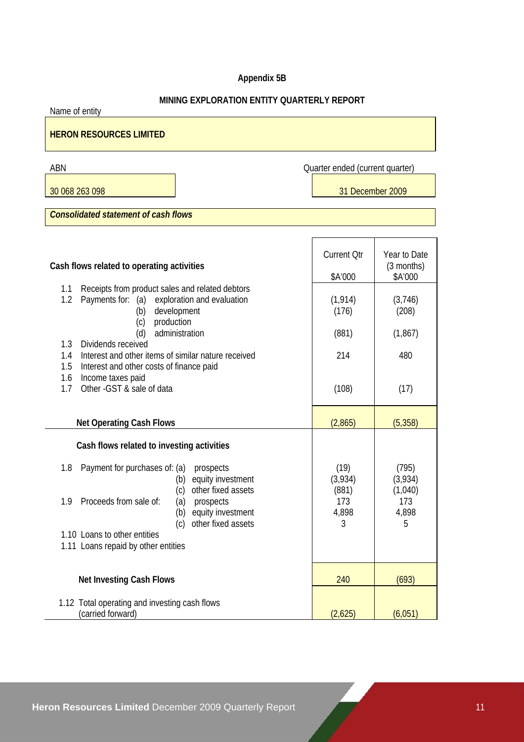**Appendix 5B**

**MINING EXPLORATION ENTITY QUARTERLY REPORT**

Name of entity

**HERON RESOURCES LIMITED**

| ABN | Quarter ended (current quarter) |
|---|---|
| 30 068 263 098 | 31 December 2009 |

***Consolidated statement of cash flows***

| **Cash flows related to operating activities** | Current Qtr<br>$A'000 | Year to Date (3 months)<br>$A'000 |
|---|---|---|
| 1.1 Receipts from product sales and related debtors | | |
| 1.2 Payments for: (a) exploration and evaluation | (1,914) | (3,746) |
| (b) development | (176) | (208) |
| (c) production | | |
| (d) administration | (881) | (1,867) |
| 1.3 Dividends received | | |
| 1.4 Interest and other items of similar nature received | 214 | 480 |
| 1.5 Interest and other costs of finance paid | | |
| 1.6 Income taxes paid | | |
| 1.7 Other -GST & sale of data | (108) | (17) |
| **Net Operating Cash Flows** | (2,865) | (5,358) |
| **Cash flows related to investing activities** | | |
| 1.8 Payment for purchases of: (a) prospects | (19) | (795) |
| (b) equity investment | (3,934) | (3,934) |
| (c) other fixed assets | (881) | (1,040) |
| 1.9 Proceeds from sale of: (a) prospects | 173 | 173 |
| (b) equity investment | 4,898 | 4,898 |
| (c) other fixed assets | 3 | 5 |
| 1.10 Loans to other entities | | |
| 1.11 Loans repaid by other entities | | |
| **Net Investing Cash Flows** | 240 | (693) |
| 1.12 Total operating and investing cash flows (carried forward) | (2,625) | (6,051) |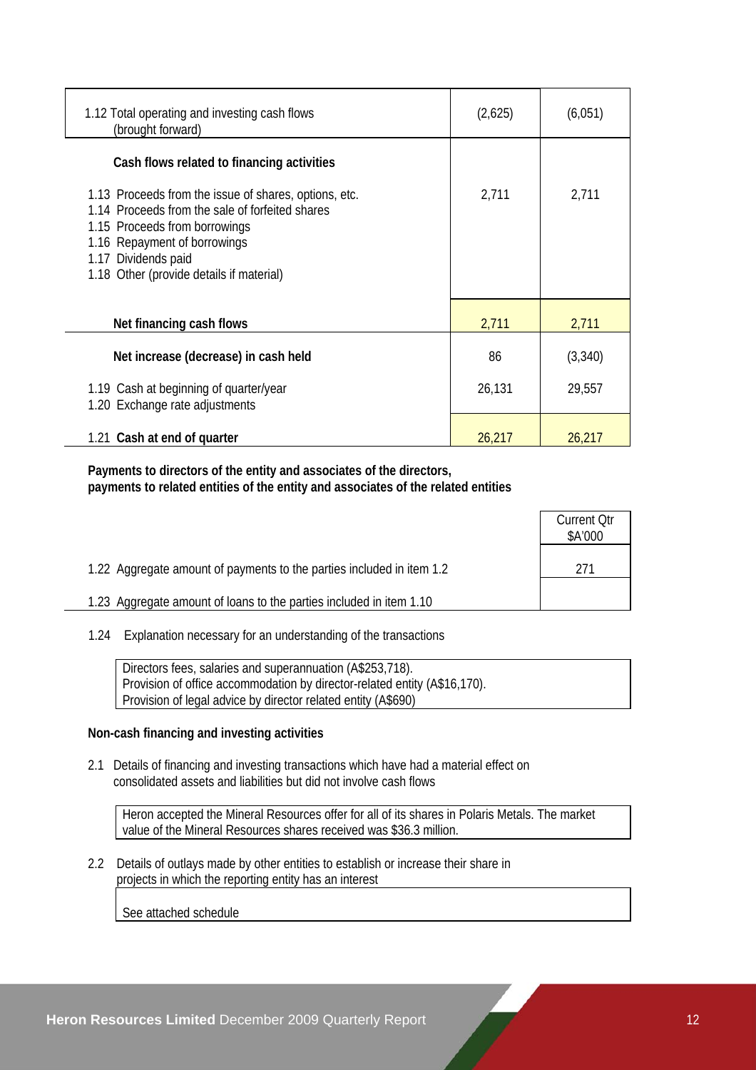| | Current Qtr | Year to date |
|---|---|---|
| 1.12 Total operating and investing cash flows (brought forward) | (2,625) | (6,051) |
| **Cash flows related to financing activities** | | |
| 1.13 Proceeds from the issue of shares, options, etc. | 2,711 | 2,711 |
| 1.14 Proceeds from the sale of forfeited shares | | |
| 1.15 Proceeds from borrowings | | |
| 1.16 Repayment of borrowings | | |
| 1.17 Dividends paid | | |
| 1.18 Other (provide details if material) | | |
| **Net financing cash flows** | 2,711 | 2,711 |
| **Net increase (decrease) in cash held** | 86 | (3,340) |
| 1.19 Cash at beginning of quarter/year | 26,131 | 29,557 |
| 1.20 Exchange rate adjustments | | |
| 1.21 **Cash at end of quarter** | 26,217 | 26,217 |

**Payments to directors of the entity and associates of the directors, payments to related entities of the entity and associates of the related entities**

| | Current Qtr $A'000 |
|---|---|
| 1.22 Aggregate amount of payments to the parties included in item 1.2 | 271 |
| 1.23 Aggregate amount of loans to the parties included in item 1.10 | |

1.24 Explanation necessary for an understanding of the transactions

Directors fees, salaries and superannuation (A$253,718).
Provision of office accommodation by director-related entity (A$16,170).
Provision of legal advice by director related entity (A$690)

**Non-cash financing and investing activities**

2.1 Details of financing and investing transactions which have had a material effect on consolidated assets and liabilities but did not involve cash flows

Heron accepted the Mineral Resources offer for all of its shares in Polaris Metals. The market value of the Mineral Resources shares received was $36.3 million.

2.2 Details of outlays made by other entities to establish or increase their share in projects in which the reporting entity has an interest

See attached schedule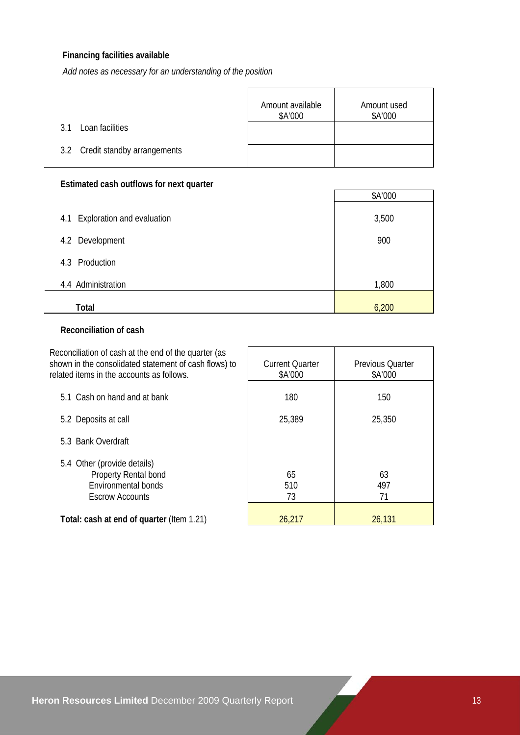**Financing facilities available**

*Add notes as necessary for an understanding of the position*

| | Amount available $A'000 | Amount used $A'000 |
|---|---|---|
| 3.1 Loan facilities | | |
| 3.2 Credit standby arrangements | | |

**Estimated cash outflows for next quarter**

| | $A'000 |
|---|---|
| 4.1 Exploration and evaluation | 3,500 |
| 4.2 Development | 900 |
| 4.3 Production | |
| 4.4 Administration | 1,800 |
| **Total** | 6,200 |

**Reconciliation of cash**

| Reconciliation of cash at the end of the quarter (as shown in the consolidated statement of cash flows) to related items in the accounts as follows. | Current Quarter $A'000 | Previous Quarter $A'000 |
|---|---|---|
| 5.1 Cash on hand and at bank | 180 | 150 |
| 5.2 Deposits at call | 25,389 | 25,350 |
| 5.3 Bank Overdraft | | |
| 5.4 Other (provide details) | | |
| Property Rental bond | 65 | 63 |
| Environmental bonds | 510 | 497 |
| Escrow Accounts | 73 | 71 |
| **Total: cash at end of quarter** (Item 1.21) | 26,217 | 26,131 |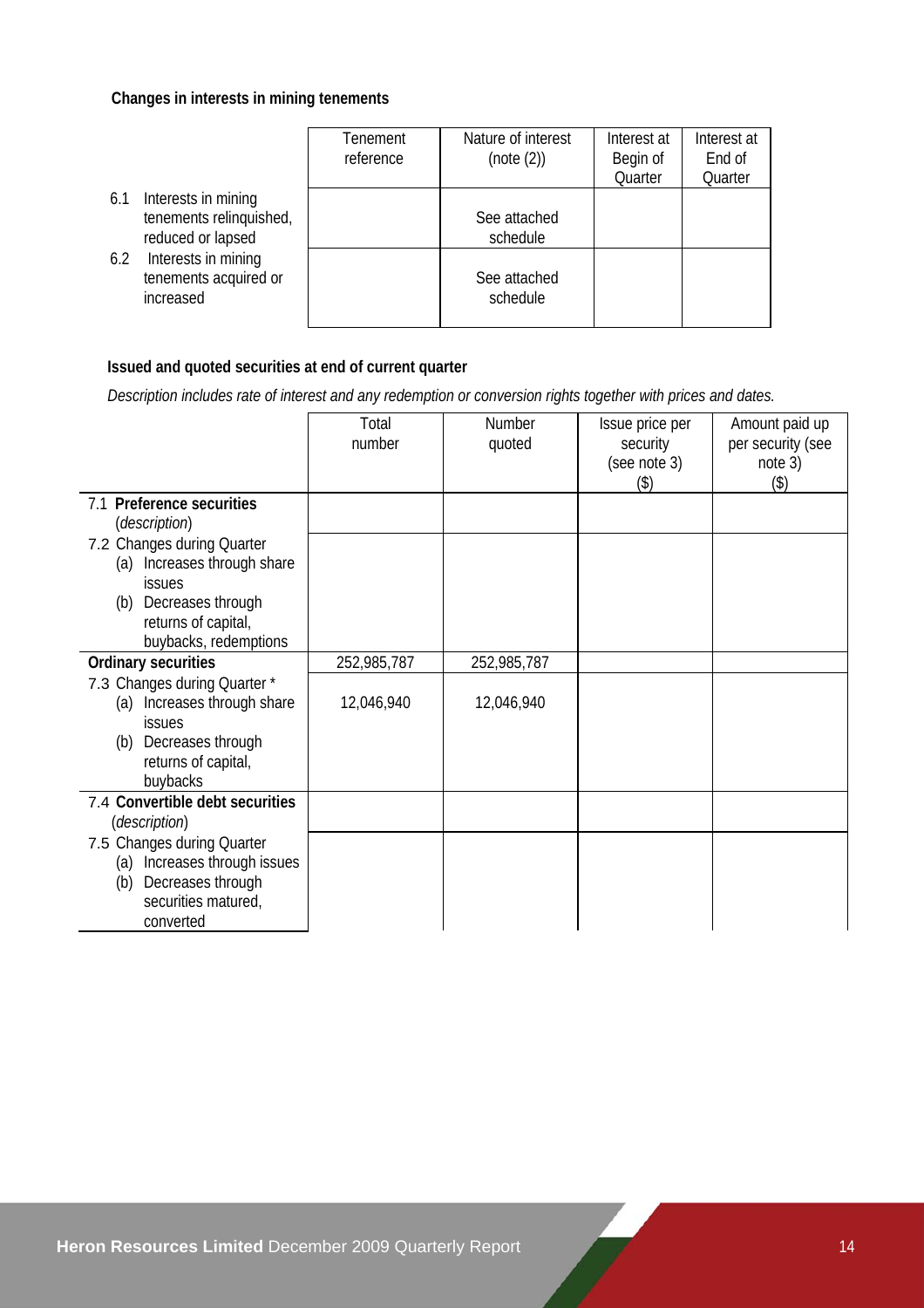**Changes in interests in mining tenements**

| | Tenement reference | Nature of interest (note (2)) | Interest at Begin of Quarter | Interest at End of Quarter |
|---|---|---|---|---|
| 6.1 Interests in mining tenements relinquished, reduced or lapsed | | See attached schedule | | |
| 6.2 Interests in mining tenements acquired or increased | | See attached schedule | | |

**Issued and quoted securities at end of current quarter**

*Description includes rate of interest and any redemption or conversion rights together with prices and dates.*

| | Total number | Number quoted | Issue price per security (see note 3) ($) | Amount paid up per security (see note 3) ($) |
|---|---|---|---|---|
| 7.1 **Preference securities** (*description*) | | | | |
| 7.2 Changes during Quarter (a) Increases through share issues (b) Decreases through returns of capital, buybacks, redemptions | | | | |
| **Ordinary securities** | 252,985,787 | 252,985,787 | | |
| 7.3 Changes during Quarter * (a) Increases through share issues (b) Decreases through returns of capital, buybacks | 12,046,940 | 12,046,940 | | |
| 7.4 **Convertible debt securities** (*description*) | | | | |
| 7.5 Changes during Quarter (a) Increases through issues (b) Decreases through securities matured, converted | | | | |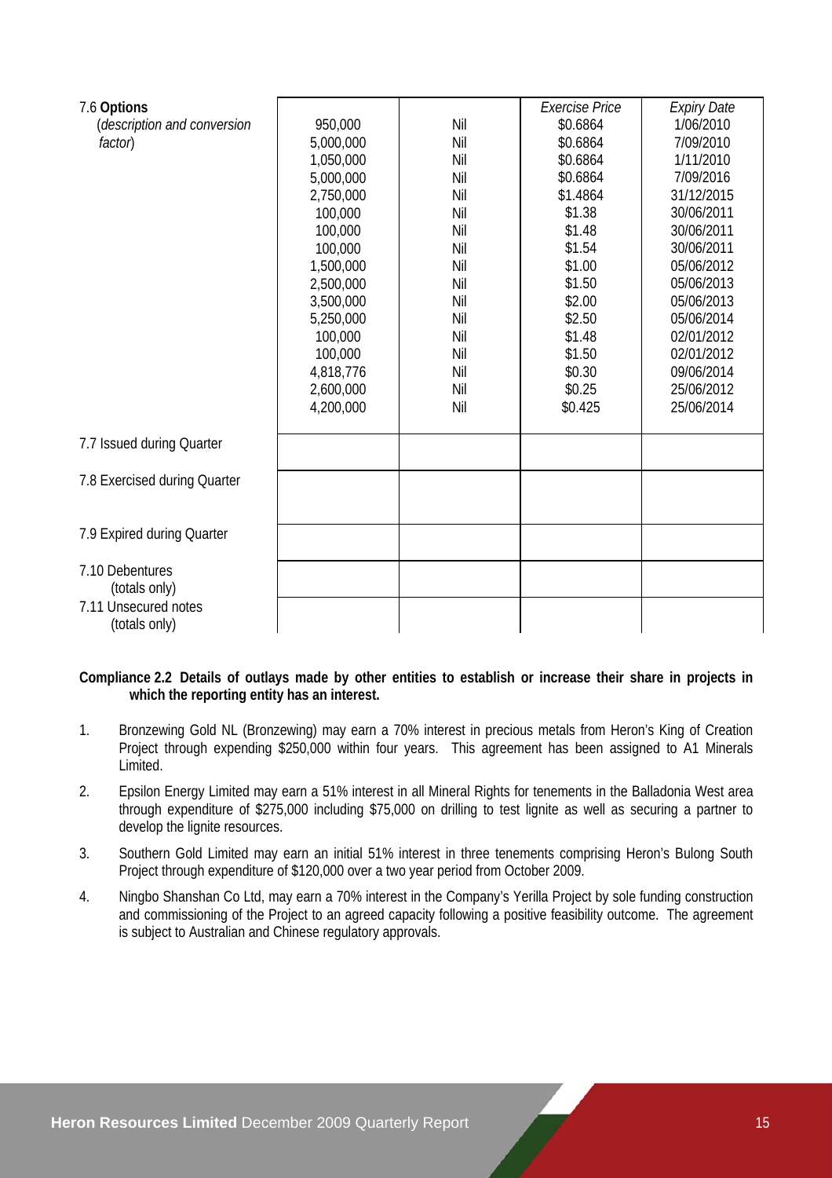| | | | | |
|---|---|---|---|---|
| 7.6 **Options** (*description and conversion factor*) | | | *Exercise Price* | *Expiry Date* |
| | 950,000 | Nil | $0.6864 | 1/06/2010 |
| | 5,000,000 | Nil | $0.6864 | 7/09/2010 |
| | 1,050,000 | Nil | $0.6864 | 1/11/2010 |
| | 5,000,000 | Nil | $0.6864 | 7/09/2016 |
| | 2,750,000 | Nil | $1.4864 | 31/12/2015 |
| | 100,000 | Nil | $1.38 | 30/06/2011 |
| | 100,000 | Nil | $1.48 | 30/06/2011 |
| | 100,000 | Nil | $1.54 | 30/06/2011 |
| | 1,500,000 | Nil | $1.00 | 05/06/2012 |
| | 2,500,000 | Nil | $1.50 | 05/06/2013 |
| | 3,500,000 | Nil | $2.00 | 05/06/2013 |
| | 5,250,000 | Nil | $2.50 | 05/06/2014 |
| | 100,000 | Nil | $1.48 | 02/01/2012 |
| | 100,000 | Nil | $1.50 | 02/01/2012 |
| | 4,818,776 | Nil | $0.30 | 09/06/2014 |
| | 2,600,000 | Nil | $0.25 | 25/06/2012 |
| | 4,200,000 | Nil | $0.425 | 25/06/2014 |
| 7.7 Issued during Quarter | | | | |
| 7.8 Exercised during Quarter | | | | |
| 7.9 Expired during Quarter | | | | |
| 7.10 Debentures (totals only) | | | | |
| 7.11 Unsecured notes (totals only) | | | | |

**Compliance 2.2 Details of outlays made by other entities to establish or increase their share in projects in which the reporting entity has an interest.**

1. Bronzewing Gold NL (Bronzewing) may earn a 70% interest in precious metals from Heron's King of Creation Project through expending $250,000 within four years. This agreement has been assigned to A1 Minerals Limited.
2. Epsilon Energy Limited may earn a 51% interest in all Mineral Rights for tenements in the Balladonia West area through expenditure of $275,000 including $75,000 on drilling to test lignite as well as securing a partner to develop the lignite resources.
3. Southern Gold Limited may earn an initial 51% interest in three tenements comprising Heron's Bulong South Project through expenditure of $120,000 over a two year period from October 2009.
4. Ningbo Shanshan Co Ltd, may earn a 70% interest in the Company's Yerilla Project by sole funding construction and commissioning of the Project to an agreed capacity following a positive feasibility outcome. The agreement is subject to Australian and Chinese regulatory approvals.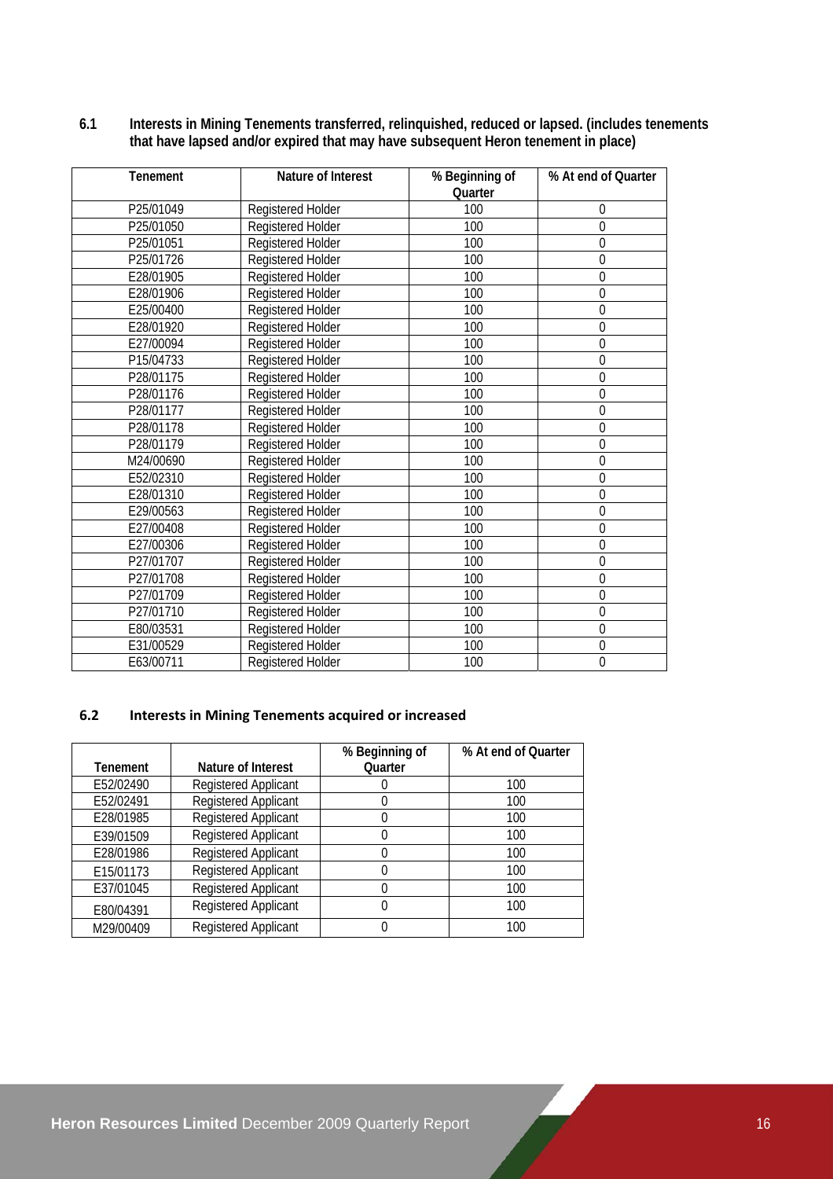### 6.1 Interests in Mining Tenements transferred, relinquished, reduced or lapsed. (includes tenements that have lapsed and/or expired that may have subsequent Heron tenement in place)

| Tenement | Nature of Interest | % Beginning of Quarter | % At end of Quarter |
|---|---|---|---|
| P25/01049 | Registered Holder | 100 | 0 |
| P25/01050 | Registered Holder | 100 | 0 |
| P25/01051 | Registered Holder | 100 | 0 |
| P25/01726 | Registered Holder | 100 | 0 |
| E28/01905 | Registered Holder | 100 | 0 |
| E28/01906 | Registered Holder | 100 | 0 |
| E25/00400 | Registered Holder | 100 | 0 |
| E28/01920 | Registered Holder | 100 | 0 |
| E27/00094 | Registered Holder | 100 | 0 |
| P15/04733 | Registered Holder | 100 | 0 |
| P28/01175 | Registered Holder | 100 | 0 |
| P28/01176 | Registered Holder | 100 | 0 |
| P28/01177 | Registered Holder | 100 | 0 |
| P28/01178 | Registered Holder | 100 | 0 |
| P28/01179 | Registered Holder | 100 | 0 |
| M24/00690 | Registered Holder | 100 | 0 |
| E52/02310 | Registered Holder | 100 | 0 |
| E28/01310 | Registered Holder | 100 | 0 |
| E29/00563 | Registered Holder | 100 | 0 |
| E27/00408 | Registered Holder | 100 | 0 |
| E27/00306 | Registered Holder | 100 | 0 |
| P27/01707 | Registered Holder | 100 | 0 |
| P27/01708 | Registered Holder | 100 | 0 |
| P27/01709 | Registered Holder | 100 | 0 |
| P27/01710 | Registered Holder | 100 | 0 |
| E80/03531 | Registered Holder | 100 | 0 |
| E31/00529 | Registered Holder | 100 | 0 |
| E63/00711 | Registered Holder | 100 | 0 |

### 6.2 Interests in Mining Tenements acquired or increased

| Tenement | Nature of Interest | % Beginning of Quarter | % At end of Quarter |
|---|---|---|---|
| E52/02490 | Registered Applicant | 0 | 100 |
| E52/02491 | Registered Applicant | 0 | 100 |
| E28/01985 | Registered Applicant | 0 | 100 |
| E39/01509 | Registered Applicant | 0 | 100 |
| E28/01986 | Registered Applicant | 0 | 100 |
| E15/01173 | Registered Applicant | 0 | 100 |
| E37/01045 | Registered Applicant | 0 | 100 |
| E80/04391 | Registered Applicant | 0 | 100 |
| M29/00409 | Registered Applicant | 0 | 100 |